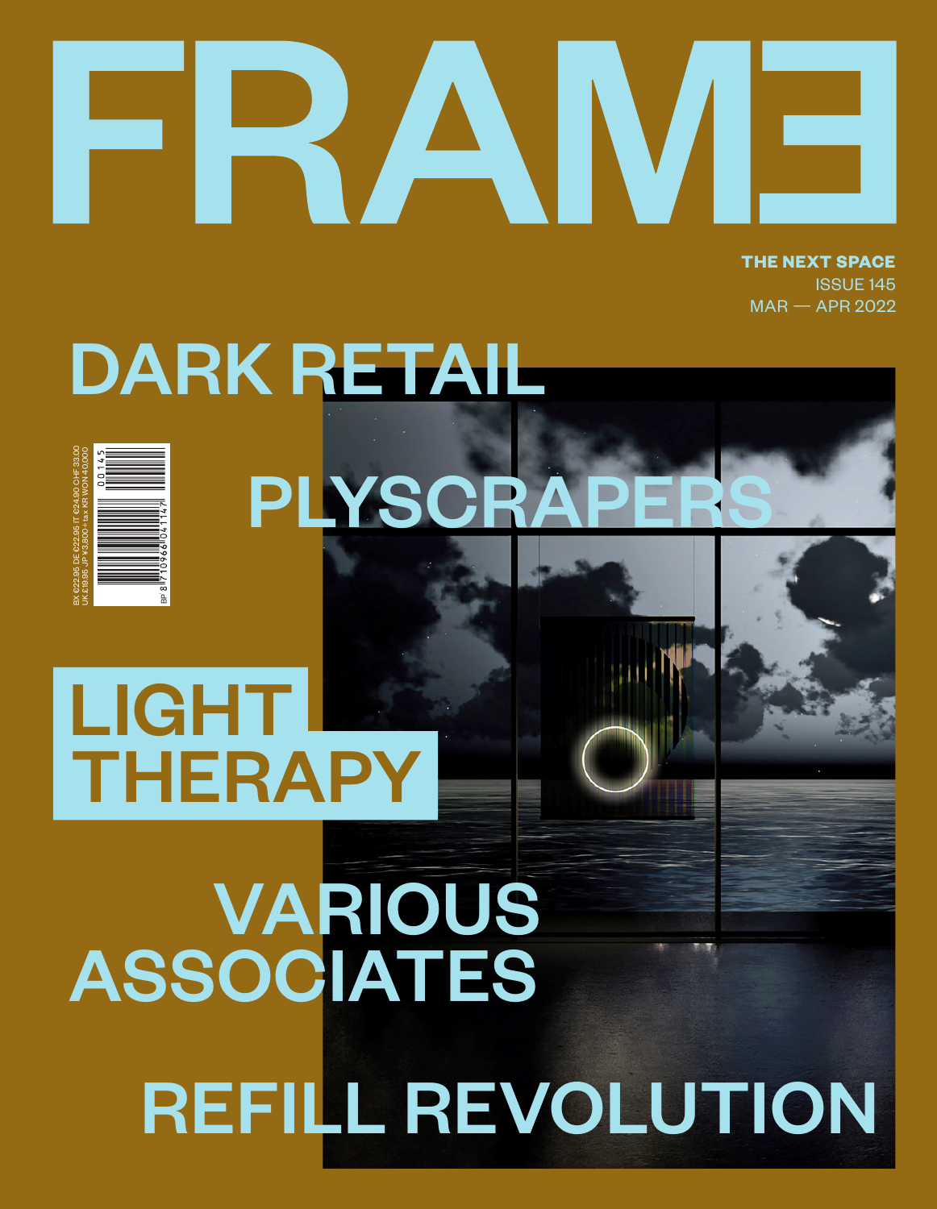# FRAME

**THE NEXT SPACE**
ISSUE 145
MAR — APR 2022

## DARK RETAIL

## PLYSCRAPERS

## LIGHT THERAPY

## VARIOUS ASSOCIATES

## REFILL REVOLUTION

BX €22.95 DE €22.95 IT €24.90 CHF 33.00
UK £19.95 JP ¥3,800+tax KR WON 40,000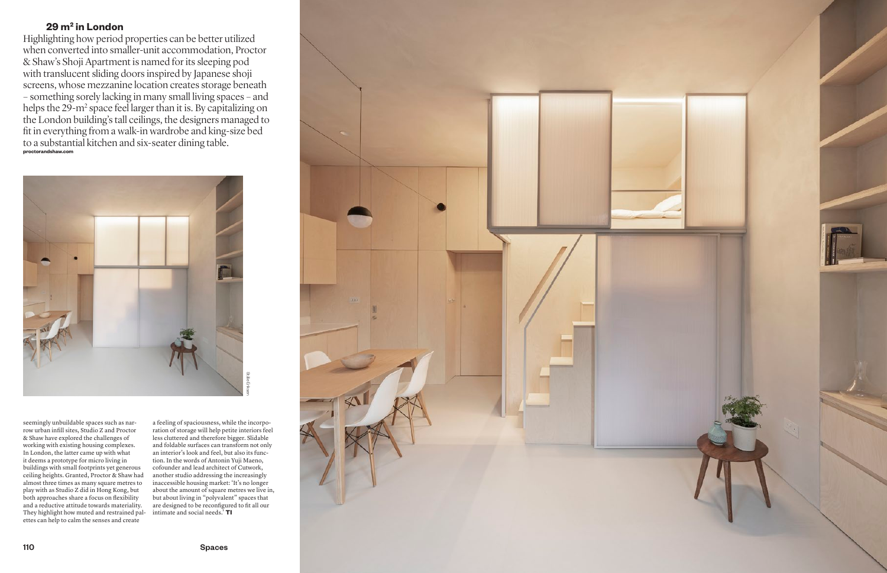## 29 m² in London

Highlighting how period properties can be better utilized when converted into smaller-unit accommodation, Proctor & Shaw's Shoji Apartment is named for its sleeping pod with translucent sliding doors inspired by Japanese shoji screens, whose mezzanine location creates storage beneath – something sorely lacking in many small living spaces – and helps the 29-m² space feel larger than it is. By capitalizing on the London building's tall ceilings, the designers managed to fit in everything from a walk-in wardrobe and king-size bed to a substantial kitchen and six-seater dining table.
**proctorandshaw.com**

Stale Eriksen

seemingly unbuildable spaces such as narrow urban infill sites, Studio Z and Proctor & Shaw have explored the challenges of working with existing housing complexes. In London, the latter came up with what it deems a prototype for micro living in buildings with small footprints yet generous ceiling heights. Granted, Proctor & Shaw had almost three times as many square metres to play with as Studio Z did in Hong Kong, but both approaches share a focus on flexibility and a reductive attitude towards materiality. They highlight how muted and restrained palettes can help to calm the senses and create a feeling of spaciousness, while the incorporation of storage will help petite interiors feel less cluttered and therefore bigger. Slidable and foldable surfaces can transform not only an interior's look and feel, but also its function. In the words of Antonin Yuji Maeno, cofounder and lead architect of Cutwork, another studio addressing the increasingly inaccessible housing market: 'It's no longer about the amount of square metres we live in, but about living in "polyvalent" spaces that are designed to be reconfigured to fit all our intimate and social needs.' **TI**